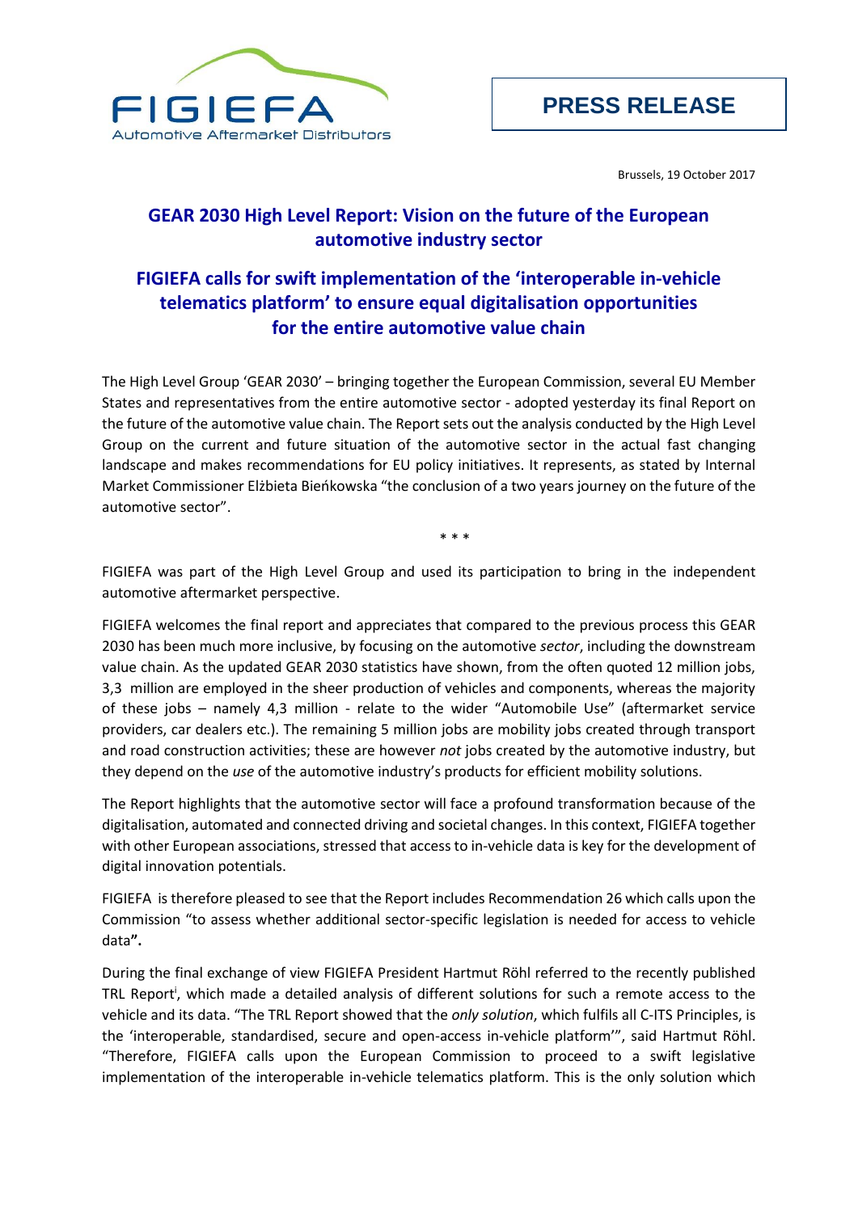FIGIEFA
Automotive Aftermarket Distributors

**PRESS RELEASE**

Brussels, 19 October 2017

## GEAR 2030 High Level Report: Vision on the future of the European automotive industry sector

## FIGIEFA calls for swift implementation of the 'interoperable in-vehicle telematics platform' to ensure equal digitalisation opportunities for the entire automotive value chain

The High Level Group 'GEAR 2030' – bringing together the European Commission, several EU Member States and representatives from the entire automotive sector - adopted yesterday its final Report on the future of the automotive value chain. The Report sets out the analysis conducted by the High Level Group on the current and future situation of the automotive sector in the actual fast changing landscape and makes recommendations for EU policy initiatives. It represents, as stated by Internal Market Commissioner Elżbieta Bieńkowska "the conclusion of a two years journey on the future of the automotive sector".

\* \* \*

FIGIEFA was part of the High Level Group and used its participation to bring in the independent automotive aftermarket perspective.

FIGIEFA welcomes the final report and appreciates that compared to the previous process this GEAR 2030 has been much more inclusive, by focusing on the automotive *sector*, including the downstream value chain. As the updated GEAR 2030 statistics have shown, from the often quoted 12 million jobs, 3,3 million are employed in the sheer production of vehicles and components, whereas the majority of these jobs – namely 4,3 million - relate to the wider "Automobile Use" (aftermarket service providers, car dealers etc.). The remaining 5 million jobs are mobility jobs created through transport and road construction activities; these are however *not* jobs created by the automotive industry, but they depend on the *use* of the automotive industry's products for efficient mobility solutions.

The Report highlights that the automotive sector will face a profound transformation because of the digitalisation, automated and connected driving and societal changes. In this context, FIGIEFA together with other European associations, stressed that access to in-vehicle data is key for the development of digital innovation potentials.

FIGIEFA is therefore pleased to see that the Report includes Recommendation 26 which calls upon the Commission "to assess whether additional sector-specific legislation is needed for access to vehicle data**".**

During the final exchange of view FIGIEFA President Hartmut Röhl referred to the recently published TRL Report[i], which made a detailed analysis of different solutions for such a remote access to the vehicle and its data. "The TRL Report showed that the *only solution*, which fulfils all C-ITS Principles, is the 'interoperable, standardised, secure and open-access in-vehicle platform'", said Hartmut Röhl. "Therefore, FIGIEFA calls upon the European Commission to proceed to a swift legislative implementation of the interoperable in-vehicle telematics platform. This is the only solution which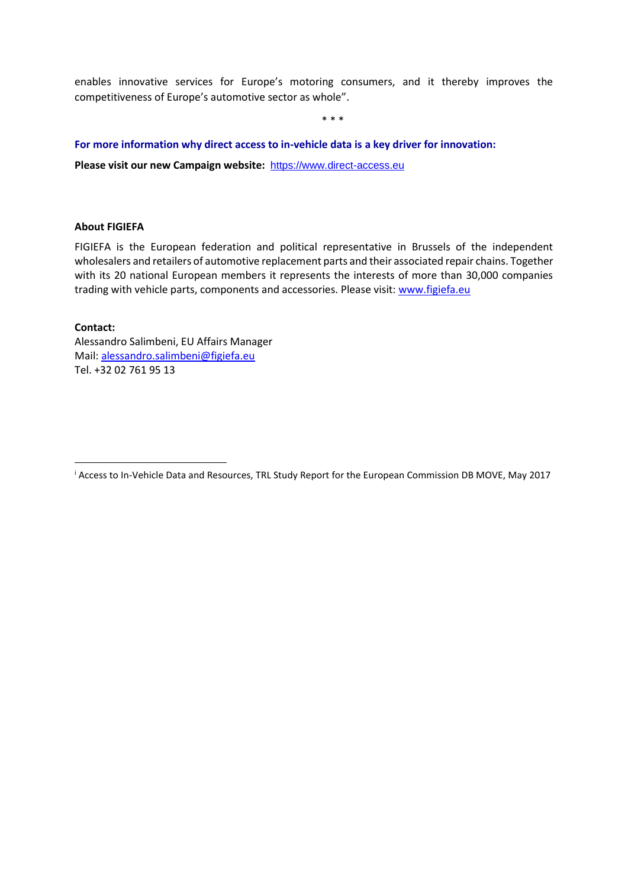enables innovative services for Europe's motoring consumers, and it thereby improves the competitiveness of Europe's automotive sector as whole".

\* \* \*

**For more information why direct access to in-vehicle data is a key driver for innovation:**

**Please visit our new Campaign website:** https://www.direct-access.eu

**About FIGIEFA**

FIGIEFA is the European federation and political representative in Brussels of the independent wholesalers and retailers of automotive replacement parts and their associated repair chains. Together with its 20 national European members it represents the interests of more than 30,000 companies trading with vehicle parts, components and accessories. Please visit: www.figiefa.eu

**Contact:**
Alessandro Salimbeni, EU Affairs Manager
Mail: alessandro.salimbeni@figiefa.eu
Tel. +32 02 761 95 13

---

[i] Access to In-Vehicle Data and Resources, TRL Study Report for the European Commission DB MOVE, May 2017